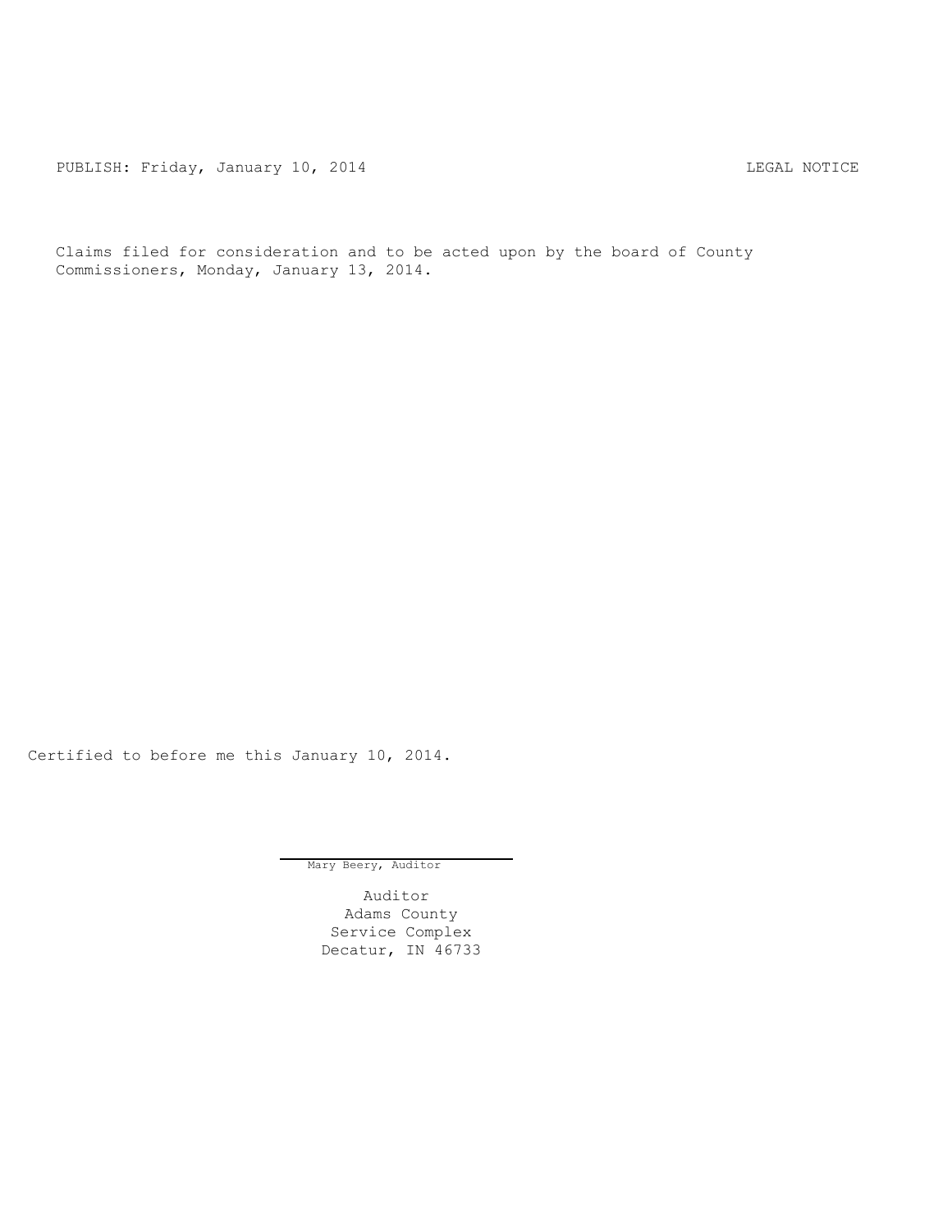PUBLISH: Friday, January 10, 2014 LEGAL NOTICE

Claims filed for consideration and to be acted upon by the board of County Commissioners, Monday, January 13, 2014.

Certified to before me this January 10, 2014.

Mary Beery, Auditor

Auditor
Adams County
Service Complex
Decatur, IN 46733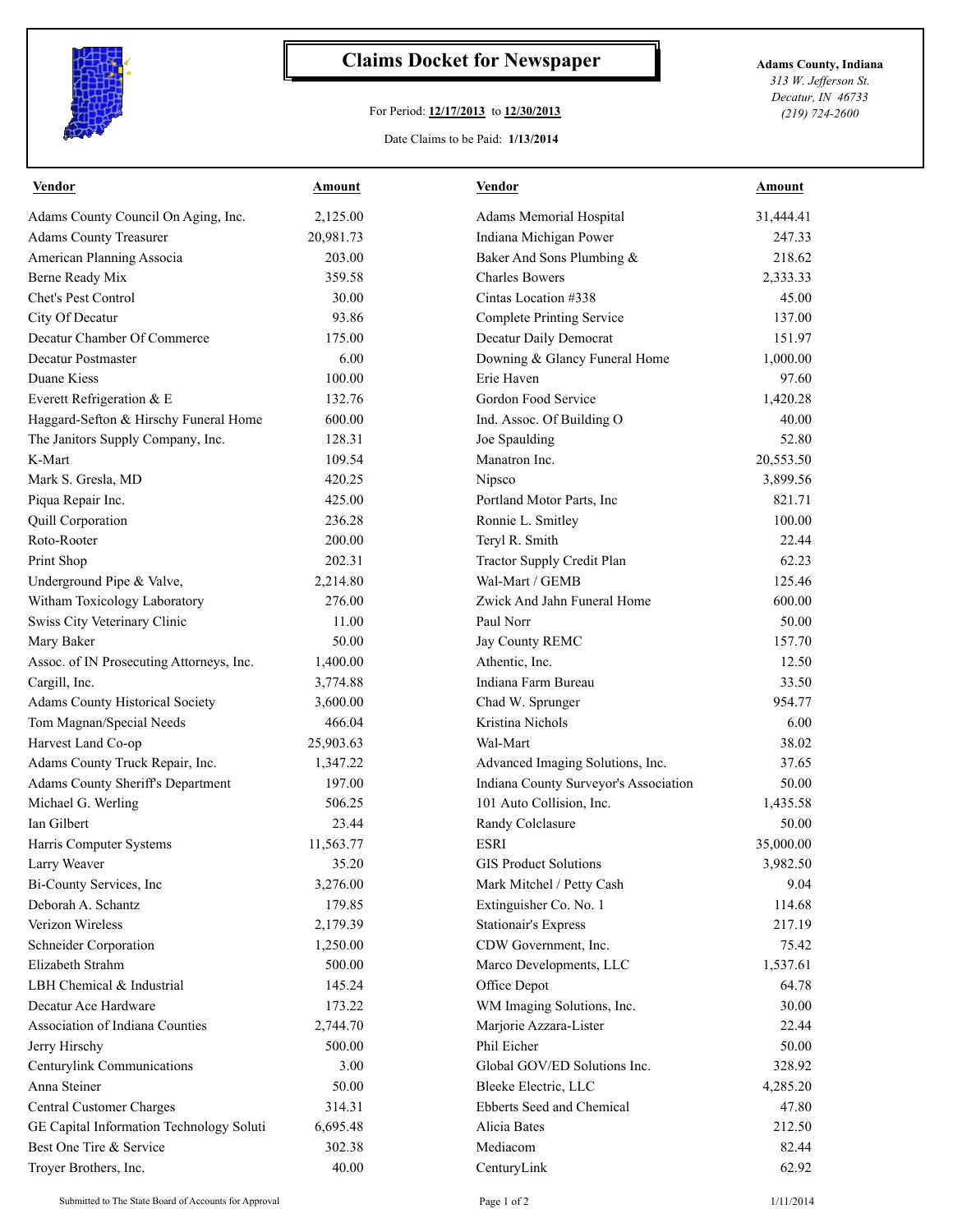# Claims Docket for Newspaper

For Period: **12/17/2013** to **12/30/2013**

Date Claims to be Paid: **1/13/2014**

**Adams County, Indiana**
*313 W. Jefferson St.*
*Decatur, IN 46733*
*(219) 724-2600*

| Vendor | Amount | Vendor | Amount |
|---|---|---|---|
| Adams County Council On Aging, Inc. | 2,125.00 | Adams Memorial Hospital | 31,444.41 |
| Adams County Treasurer | 20,981.73 | Indiana Michigan Power | 247.33 |
| American Planning Associa | 203.00 | Baker And Sons Plumbing & | 218.62 |
| Berne Ready Mix | 359.58 | Charles Bowers | 2,333.33 |
| Chet's Pest Control | 30.00 | Cintas Location #338 | 45.00 |
| City Of Decatur | 93.86 | Complete Printing Service | 137.00 |
| Decatur Chamber Of Commerce | 175.00 | Decatur Daily Democrat | 151.97 |
| Decatur Postmaster | 6.00 | Downing & Glancy Funeral Home | 1,000.00 |
| Duane Kiess | 100.00 | Erie Haven | 97.60 |
| Everett Refrigeration & E | 132.76 | Gordon Food Service | 1,420.28 |
| Haggard-Sefton & Hirschy Funeral Home | 600.00 | Ind. Assoc. Of Building O | 40.00 |
| The Janitors Supply Company, Inc. | 128.31 | Joe Spaulding | 52.80 |
| K-Mart | 109.54 | Manatron Inc. | 20,553.50 |
| Mark S. Gresla, MD | 420.25 | Nipsco | 3,899.56 |
| Piqua Repair Inc. | 425.00 | Portland Motor Parts, Inc | 821.71 |
| Quill Corporation | 236.28 | Ronnie L. Smitley | 100.00 |
| Roto-Rooter | 200.00 | Teryl R. Smith | 22.44 |
| Print Shop | 202.31 | Tractor Supply Credit Plan | 62.23 |
| Underground Pipe & Valve, | 2,214.80 | Wal-Mart / GEMB | 125.46 |
| Witham Toxicology Laboratory | 276.00 | Zwick And Jahn Funeral Home | 600.00 |
| Swiss City Veterinary Clinic | 11.00 | Paul Norr | 50.00 |
| Mary Baker | 50.00 | Jay County REMC | 157.70 |
| Assoc. of IN Prosecuting Attorneys, Inc. | 1,400.00 | Athentic, Inc. | 12.50 |
| Cargill, Inc. | 3,774.88 | Indiana Farm Bureau | 33.50 |
| Adams County Historical Society | 3,600.00 | Chad W. Sprunger | 954.77 |
| Tom Magnan/Special Needs | 466.04 | Kristina Nichols | 6.00 |
| Harvest Land Co-op | 25,903.63 | Wal-Mart | 38.02 |
| Adams County Truck Repair, Inc. | 1,347.22 | Advanced Imaging Solutions, Inc. | 37.65 |
| Adams County Sheriff's Department | 197.00 | Indiana County Surveyor's Association | 50.00 |
| Michael G. Werling | 506.25 | 101 Auto Collision, Inc. | 1,435.58 |
| Ian Gilbert | 23.44 | Randy Colclasure | 50.00 |
| Harris Computer Systems | 11,563.77 | ESRI | 35,000.00 |
| Larry Weaver | 35.20 | GIS Product Solutions | 3,982.50 |
| Bi-County Services, Inc | 3,276.00 | Mark Mitchel / Petty Cash | 9.04 |
| Deborah A. Schantz | 179.85 | Extinguisher Co. No. 1 | 114.68 |
| Verizon Wireless | 2,179.39 | Stationair's Express | 217.19 |
| Schneider Corporation | 1,250.00 | CDW Government, Inc. | 75.42 |
| Elizabeth Strahm | 500.00 | Marco Developments, LLC | 1,537.61 |
| LBH Chemical & Industrial | 145.24 | Office Depot | 64.78 |
| Decatur Ace Hardware | 173.22 | WM Imaging Solutions, Inc. | 30.00 |
| Association of Indiana Counties | 2,744.70 | Marjorie Azzara-Lister | 22.44 |
| Jerry Hirschy | 500.00 | Phil Eicher | 50.00 |
| Centurylink Communications | 3.00 | Global GOV/ED Solutions Inc. | 328.92 |
| Anna Steiner | 50.00 | Bleeke Electric, LLC | 4,285.20 |
| Central Customer Charges | 314.31 | Ebberts Seed and Chemical | 47.80 |
| GE Capital Information Technology Soluti | 6,695.48 | Alicia Bates | 212.50 |
| Best One Tire & Service | 302.38 | Mediacom | 82.44 |
| Troyer Brothers, Inc. | 40.00 | CenturyLink | 62.92 |

Submitted to The State Board of Accounts for Approval — 1/11/2014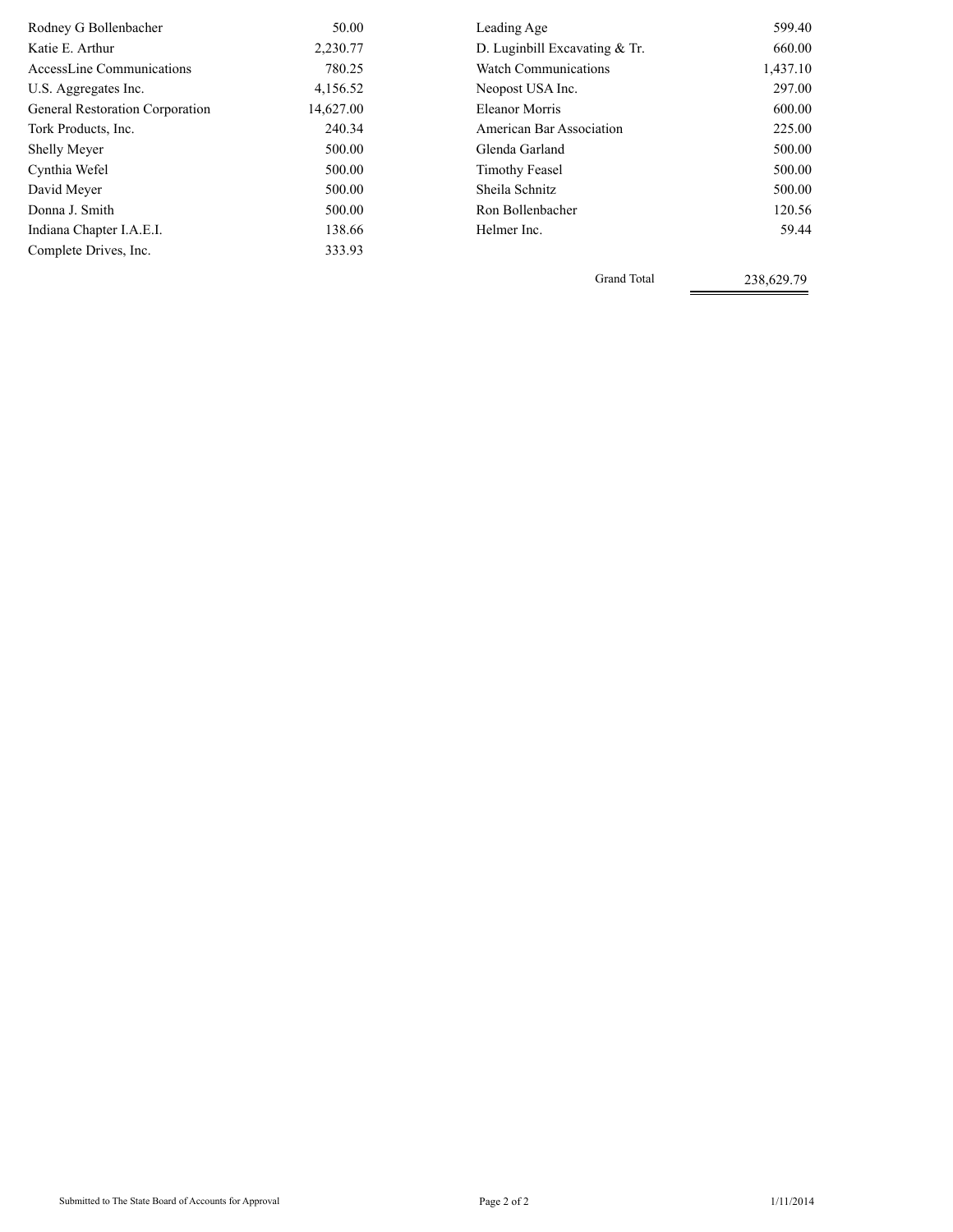| | |
|---|---|
| Rodney G Bollenbacher | 50.00 |
| Katie E. Arthur | 2,230.77 |
| AccessLine Communications | 780.25 |
| U.S. Aggregates Inc. | 4,156.52 |
| General Restoration Corporation | 14,627.00 |
| Tork Products, Inc. | 240.34 |
| Shelly Meyer | 500.00 |
| Cynthia Wefel | 500.00 |
| David Meyer | 500.00 |
| Donna J. Smith | 500.00 |
| Indiana Chapter I.A.E.I. | 138.66 |
| Complete Drives, Inc. | 333.93 |
| Leading Age | 599.40 |
| D. Luginbill Excavating & Tr. | 660.00 |
| Watch Communications | 1,437.10 |
| Neopost USA Inc. | 297.00 |
| Eleanor Morris | 600.00 |
| American Bar Association | 225.00 |
| Glenda Garland | 500.00 |
| Timothy Feasel | 500.00 |
| Sheila Schnitz | 500.00 |
| Ron Bollenbacher | 120.56 |
| Helmer Inc. | 59.44 |
| Grand Total | 238,629.79 |

Submitted to The State Board of Accounts for Approval

1/11/2014